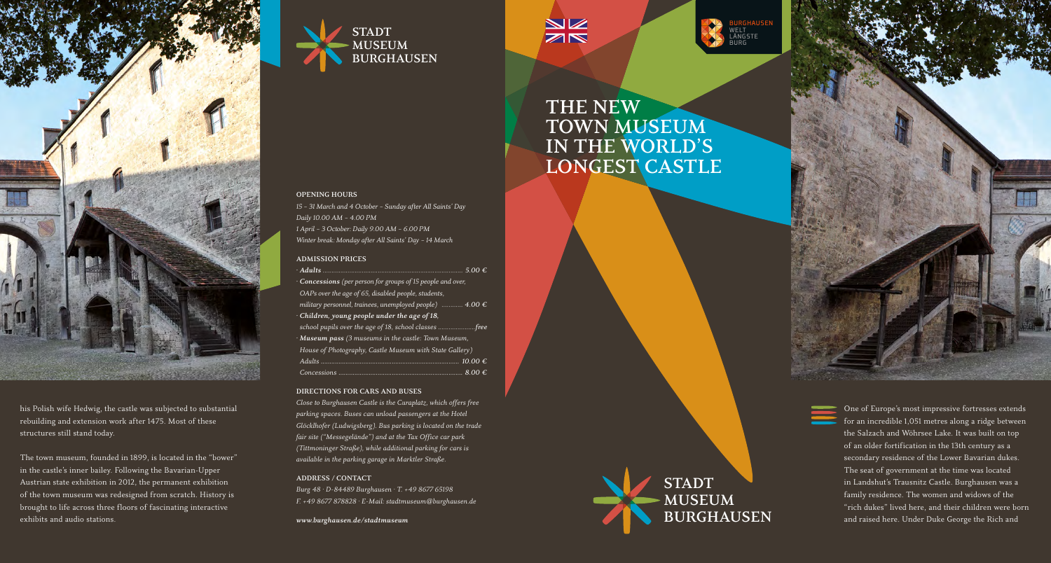his Polish wife Hedwig, the castle was subjected to substantial rebuilding and extension work after 1475. Most of these structures still stand today.

The town museum, founded in 1899, is located in the "bower" in the castle's inner bailey. Following the Bavarian-Upper Austrian state exhibition in 2012, the permanent exhibition of the town museum was redesigned from scratch. History is brought to life across three floors of fascinating interactive exhibits and audio stations.

STADT MUSEUM BURGHAUSEN

#### OPENING HOURS

*15 – 31 March and 4 October – Sunday after All Saints' Day*
*Daily 10.00 AM – 4.00 PM*
*1 April – 3 October: Daily 9.00 AM – 6.00 PM*
*Winter break: Monday after All Saints' Day – 14 March*

#### ADMISSION PRICES

- ***Adults*** ........................................ *5.00 €*
- ***Concessions*** *(per person for groups of 15 people and over, OAPs over the age of 65, disabled people, students, military personnel, trainees, unemployed people)* ............ *4.00 €*
- ***Children, young people under the age of 18,*** *school pupils over the age of 18, school classes* .................... ***free***
- ***Museum pass*** *(3 museums in the castle: Town Museum, House of Photography, Castle Museum with State Gallery)*
  *Adults* ........................................ *10.00 €*
  *Concessions* ........................................ *8.00 €*

#### DIRECTIONS FOR CARS AND BUSES

*Close to Burghausen Castle is the Curaplatz, which offers free parking spaces. Buses can unload passengers at the Hotel Glöcklhofer (Ludwigsberg). Bus parking is located on the trade fair site ("Messegelände") and at the Tax Office car park (Tittmoninger Straße), while additional parking for cars is available in the parking garage in Marktler Straße.*

#### ADDRESS / CONTACT

*Burg 48 · D-84489 Burghausen · T. +49 8677 65198*
*F. +49 8677 878828 · E-Mail: stadtmuseum@burghausen.de*

***www.burghausen.de/stadtmuseum***

BURGHAUSEN WELT LÄNGSTE BURG

# THE NEW TOWN MUSEUM IN THE WORLD'S LONGEST CASTLE

STADT MUSEUM BURGHAUSEN

One of Europe's most impressive fortresses extends for an incredible 1,051 metres along a ridge between the Salzach and Wöhrsee Lake. It was built on top of an older fortification in the 13th century as a secondary residence of the Lower Bavarian dukes. The seat of government at the time was located in Landshut's Trausnitz Castle. Burghausen was a family residence. The women and widows of the "rich dukes" lived here, and their children were born and raised here. Under Duke George the Rich and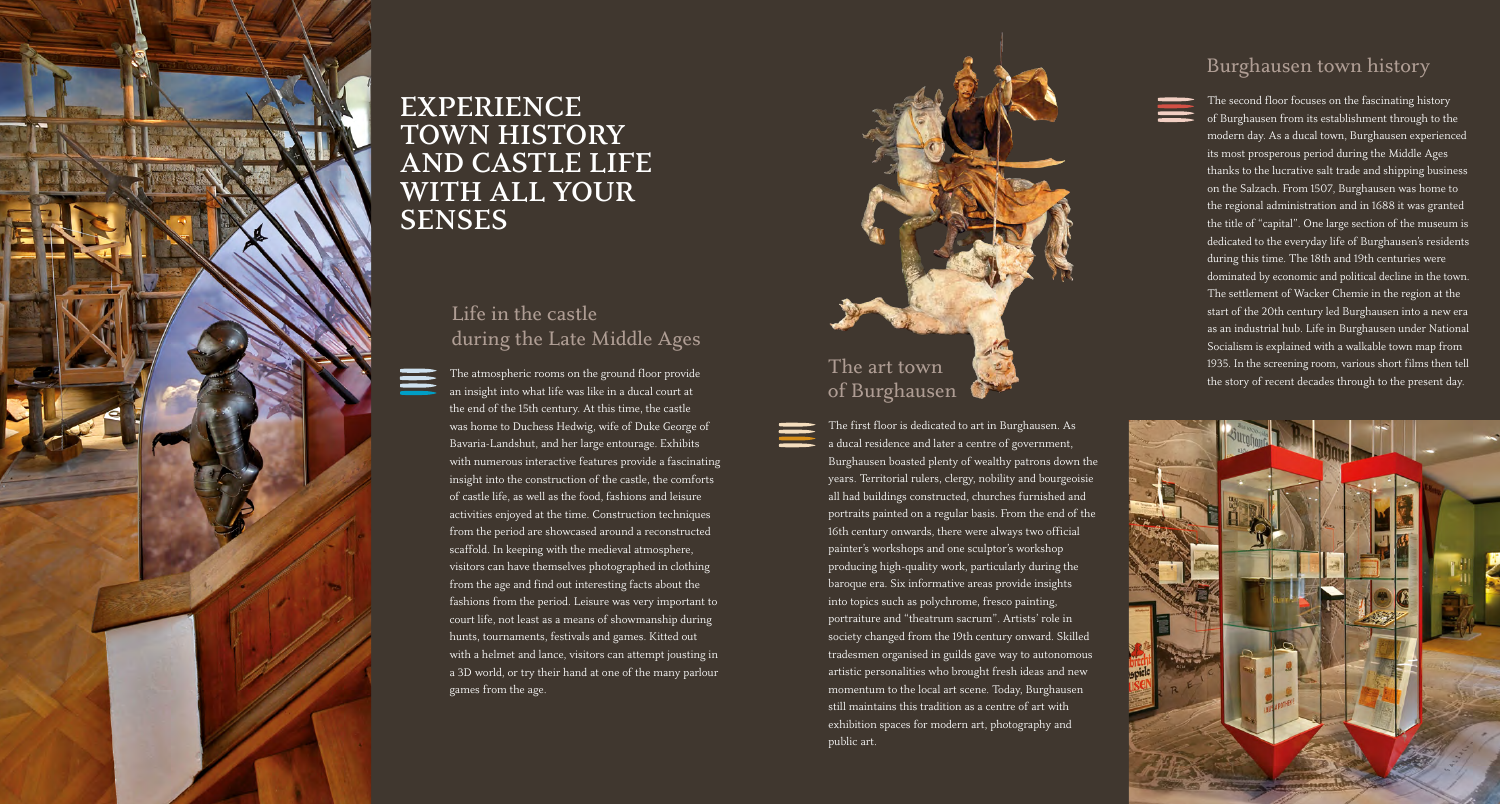# EXPERIENCE TOWN HISTORY AND CASTLE LIFE WITH ALL YOUR SENSES

## Life in the castle during the Late Middle Ages

The atmospheric rooms on the ground floor provide an insight into what life was like in a ducal court at the end of the 15th century. At this time, the castle was home to Duchess Hedwig, wife of Duke George of Bavaria-Landshut, and her large entourage. Exhibits with numerous interactive features provide a fascinating insight into the construction of the castle, the comforts of castle life, as well as the food, fashions and leisure activities enjoyed at the time. Construction techniques from the period are showcased around a reconstructed scaffold. In keeping with the medieval atmosphere, visitors can have themselves photographed in clothing from the age and find out interesting facts about the fashions from the period. Leisure was very important to court life, not least as a means of showmanship during hunts, tournaments, festivals and games. Kitted out with a helmet and lance, visitors can attempt jousting in a 3D world, or try their hand at one of the many parlour games from the age.

## The art town of Burghausen

The first floor is dedicated to art in Burghausen. As a ducal residence and later a centre of government, Burghausen boasted plenty of wealthy patrons down the years. Territorial rulers, clergy, nobility and bourgeoisie all had buildings constructed, churches furnished and portraits painted on a regular basis. From the end of the 16th century onwards, there were always two official painter's workshops and one sculptor's workshop producing high-quality work, particularly during the baroque era. Six informative areas provide insights into topics such as polychrome, fresco painting, portraiture and "theatrum sacrum". Artists' role in society changed from the 19th century onward. Skilled tradesmen organised in guilds gave way to autonomous artistic personalities who brought fresh ideas and new momentum to the local art scene. Today, Burghausen still maintains this tradition as a centre of art with exhibition spaces for modern art, photography and public art.

## Burghausen town history

The second floor focuses on the fascinating history of Burghausen from its establishment through to the modern day. As a ducal town, Burghausen experienced its most prosperous period during the Middle Ages thanks to the lucrative salt trade and shipping business on the Salzach. From 1507, Burghausen was home to the regional administration and in 1688 it was granted the title of "capital". One large section of the museum is dedicated to the everyday life of Burghausen's residents during this time. The 18th and 19th centuries were dominated by economic and political decline in the town. The settlement of Wacker Chemie in the region at the start of the 20th century led Burghausen into a new era as an industrial hub. Life in Burghausen under National Socialism is explained with a walkable town map from 1935. In the screening room, various short films then tell the story of recent decades through to the present day.